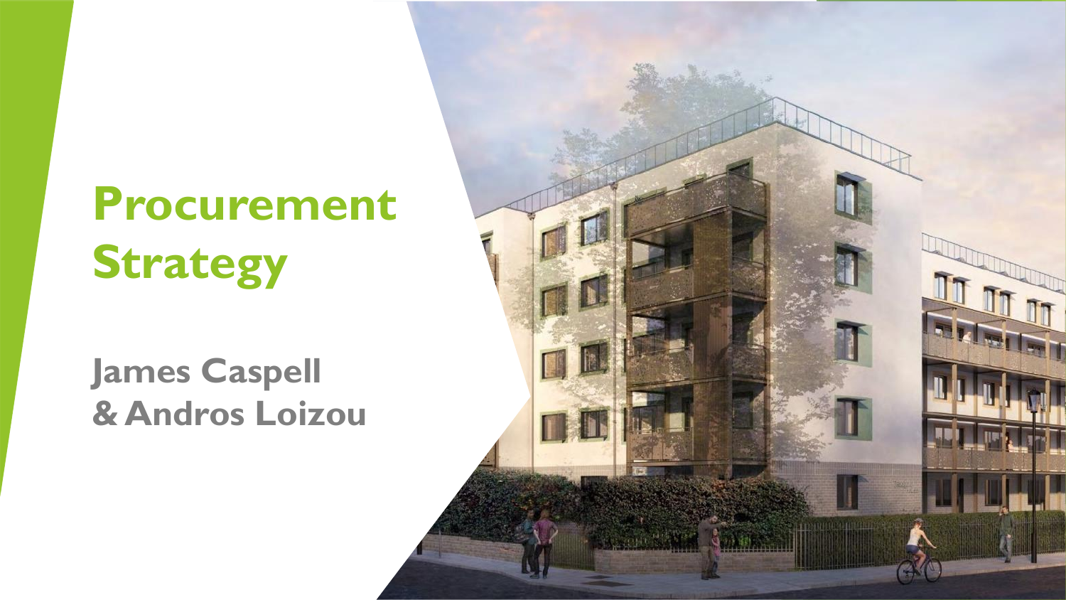# Procurement Strategy

**James Caspell & Andros Loizou**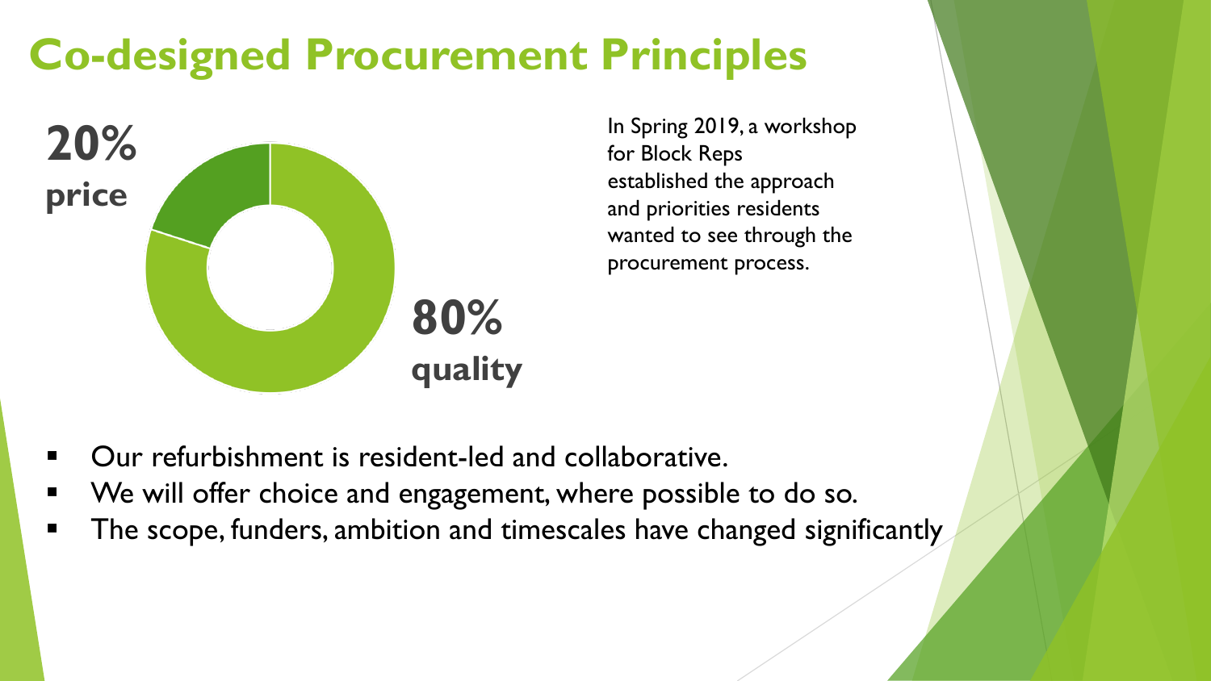# Co-designed Procurement Principles

**20%**
**price**

**80%**
**quality**

In Spring 2019, a workshop for Block Reps established the approach and priorities residents wanted to see through the procurement process.

- Our refurbishment is resident-led and collaborative.
- We will offer choice and engagement, where possible to do so.
- The scope, funders, ambition and timescales have changed significantly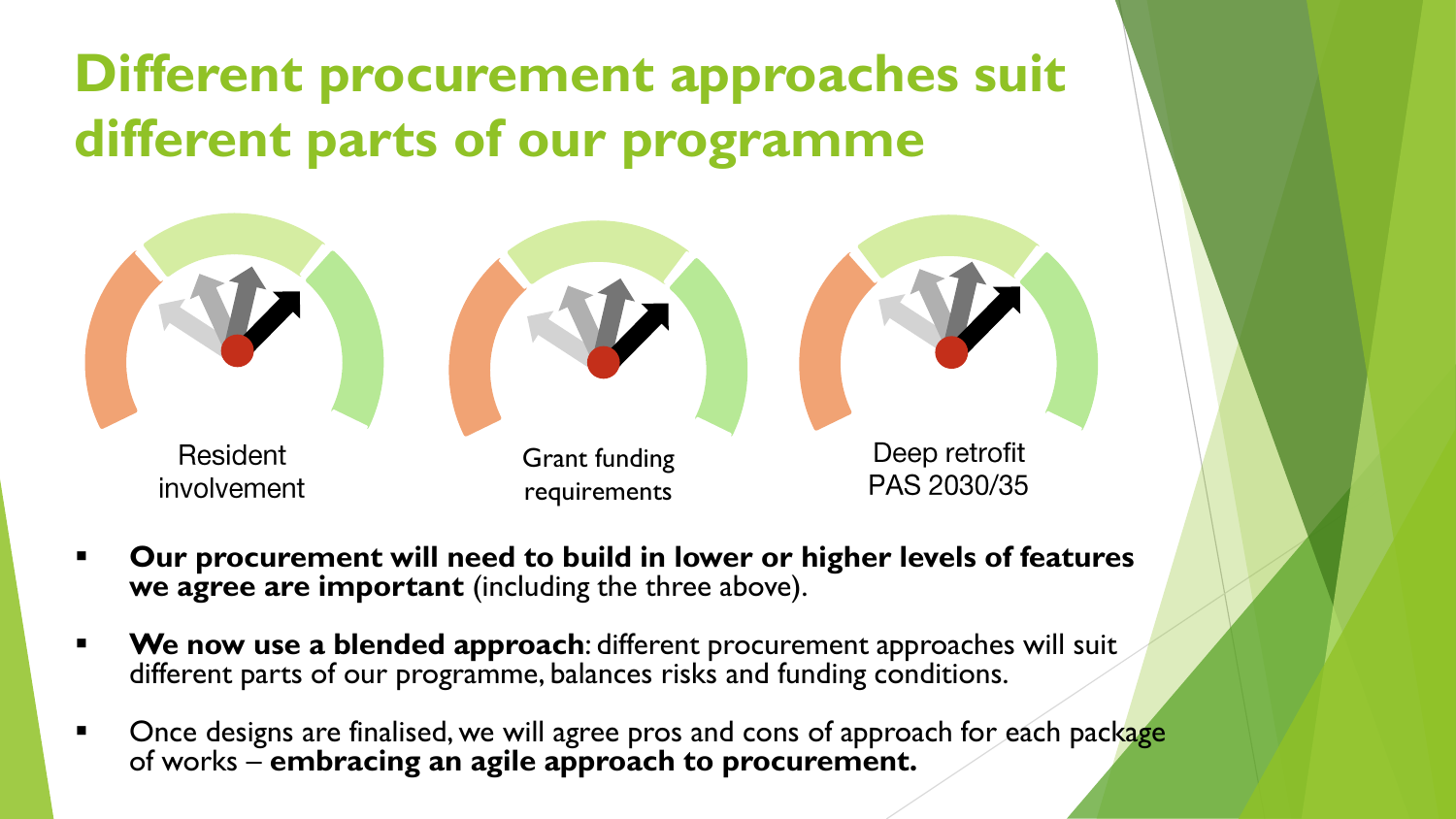# Different procurement approaches suit different parts of our programme

Resident involvement

Grant funding requirements

Deep retrofit PAS 2030/35

- **Our procurement will need to build in lower or higher levels of features we agree are important** (including the three above).
- **We now use a blended approach**: different procurement approaches will suit different parts of our programme, balances risks and funding conditions.
- Once designs are finalised, we will agree pros and cons of approach for each package of works – **embracing an agile approach to procurement.**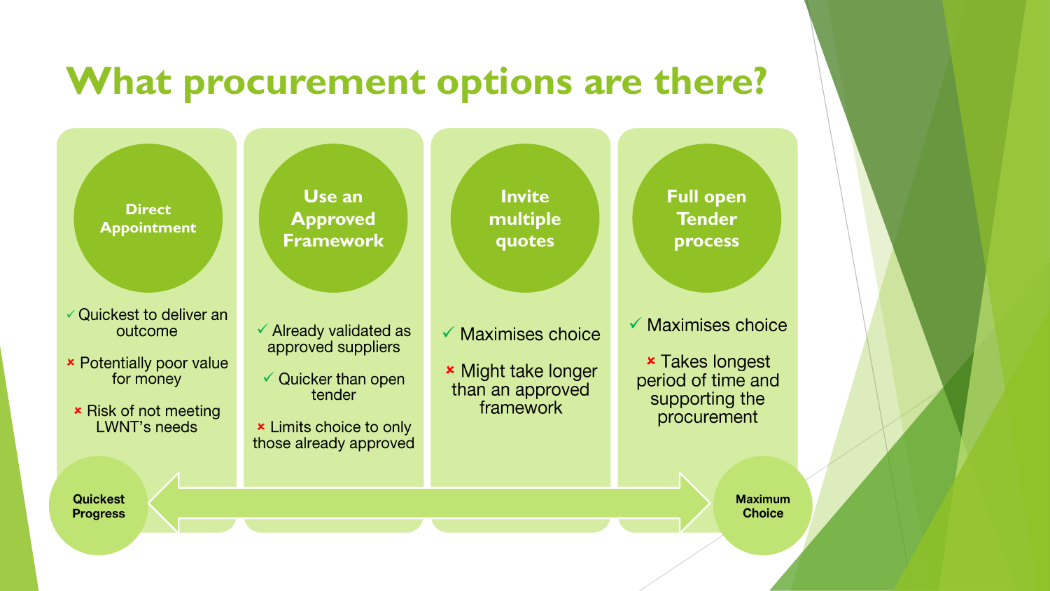# What procurement options are there?

## Direct Appointment

- ✓ Quickest to deliver an outcome
- × Potentially poor value for money
- × Risk of not meeting LWNT's needs

## Use an Approved Framework

- ✓ Already validated as approved suppliers
- ✓ Quicker than open tender
- × Limits choice to only those already approved

## Invite multiple quotes

- ✓ Maximises choice
- × Might take longer than an approved framework

## Full open Tender process

- ✓ Maximises choice
- × Takes longest period of time and supporting the procurement

**Quickest Progress** ⟷ **Maximum Choice**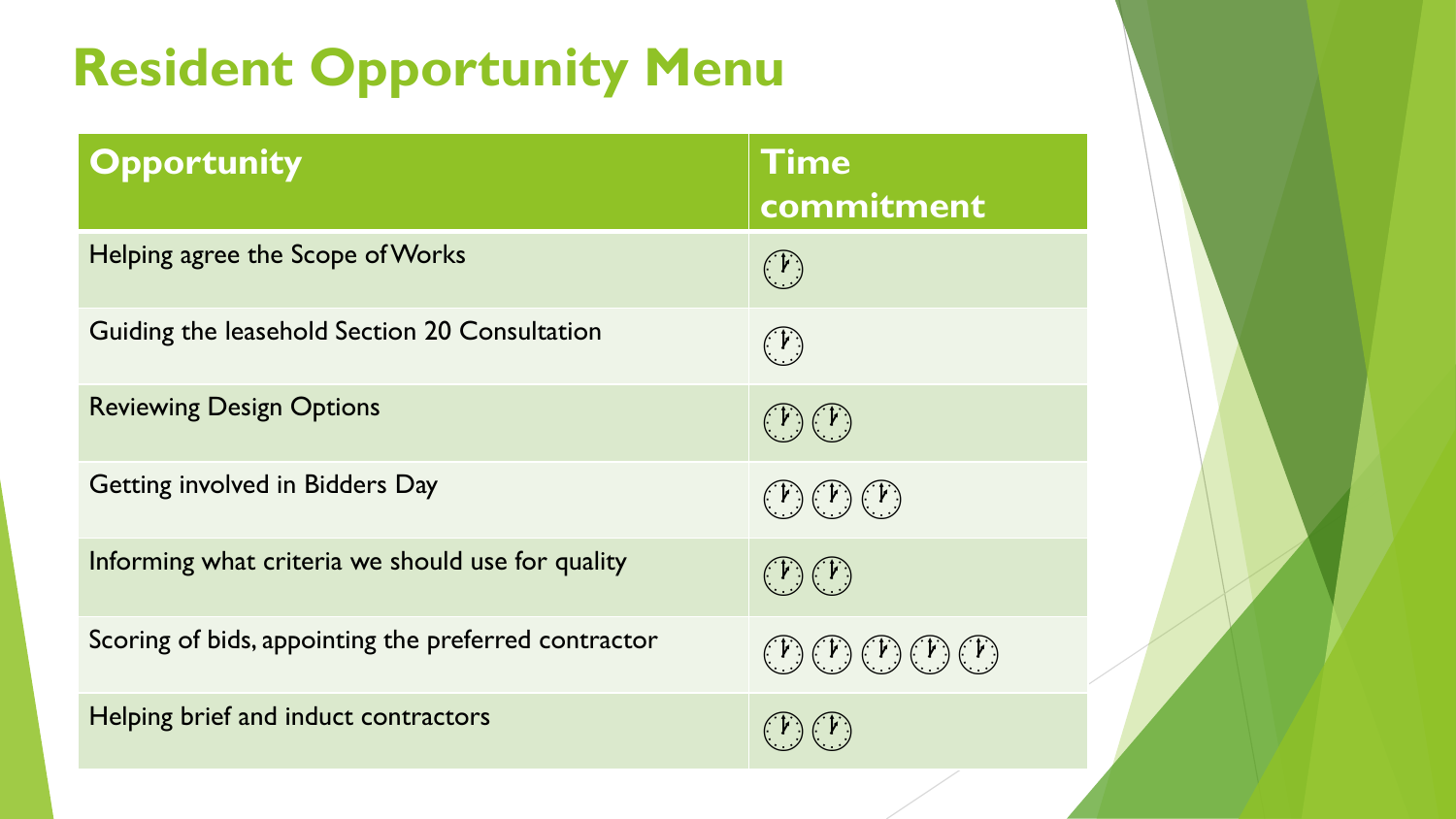# Resident Opportunity Menu

| Opportunity | Time commitment |
| --- | --- |
| Helping agree the Scope of Works | 🕐 |
| Guiding the leasehold Section 20 Consultation | 🕐 |
| Reviewing Design Options | 🕐 🕐 |
| Getting involved in Bidders Day | 🕐 🕐 🕐 |
| Informing what criteria we should use for quality | 🕐 🕐 |
| Scoring of bids, appointing the preferred contractor | 🕐 🕐 🕐 🕐 🕐 |
| Helping brief and induct contractors | 🕐 🕐 |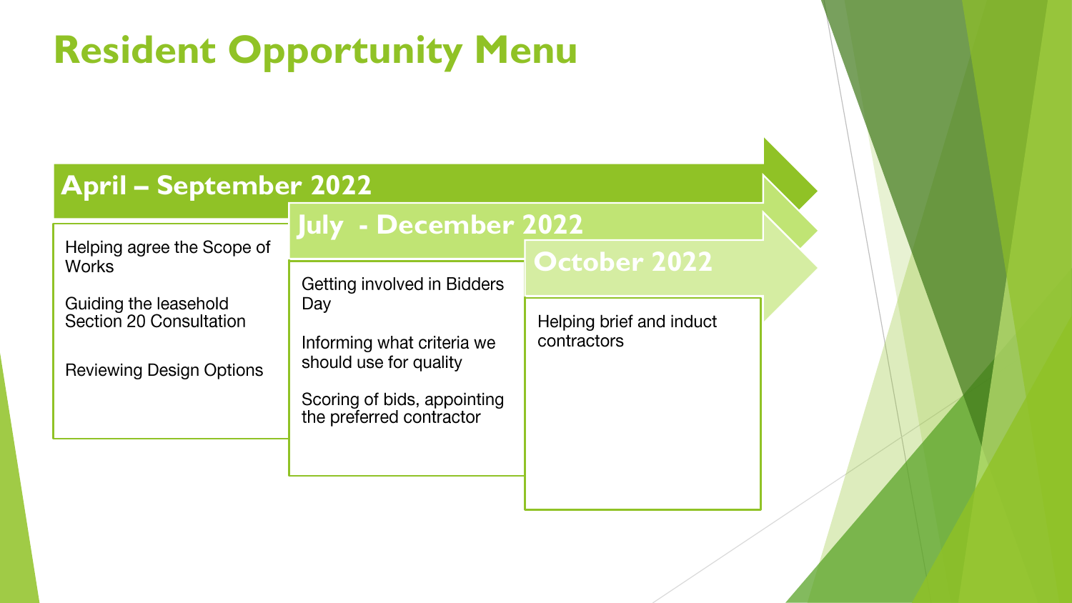# Resident Opportunity Menu

## April – September 2022

Helping agree the Scope of Works

Guiding the leasehold Section 20 Consultation

Reviewing Design Options

## July - December 2022

Getting involved in Bidders Day

Informing what criteria we should use for quality

Scoring of bids, appointing the preferred contractor

## October 2022

Helping brief and induct contractors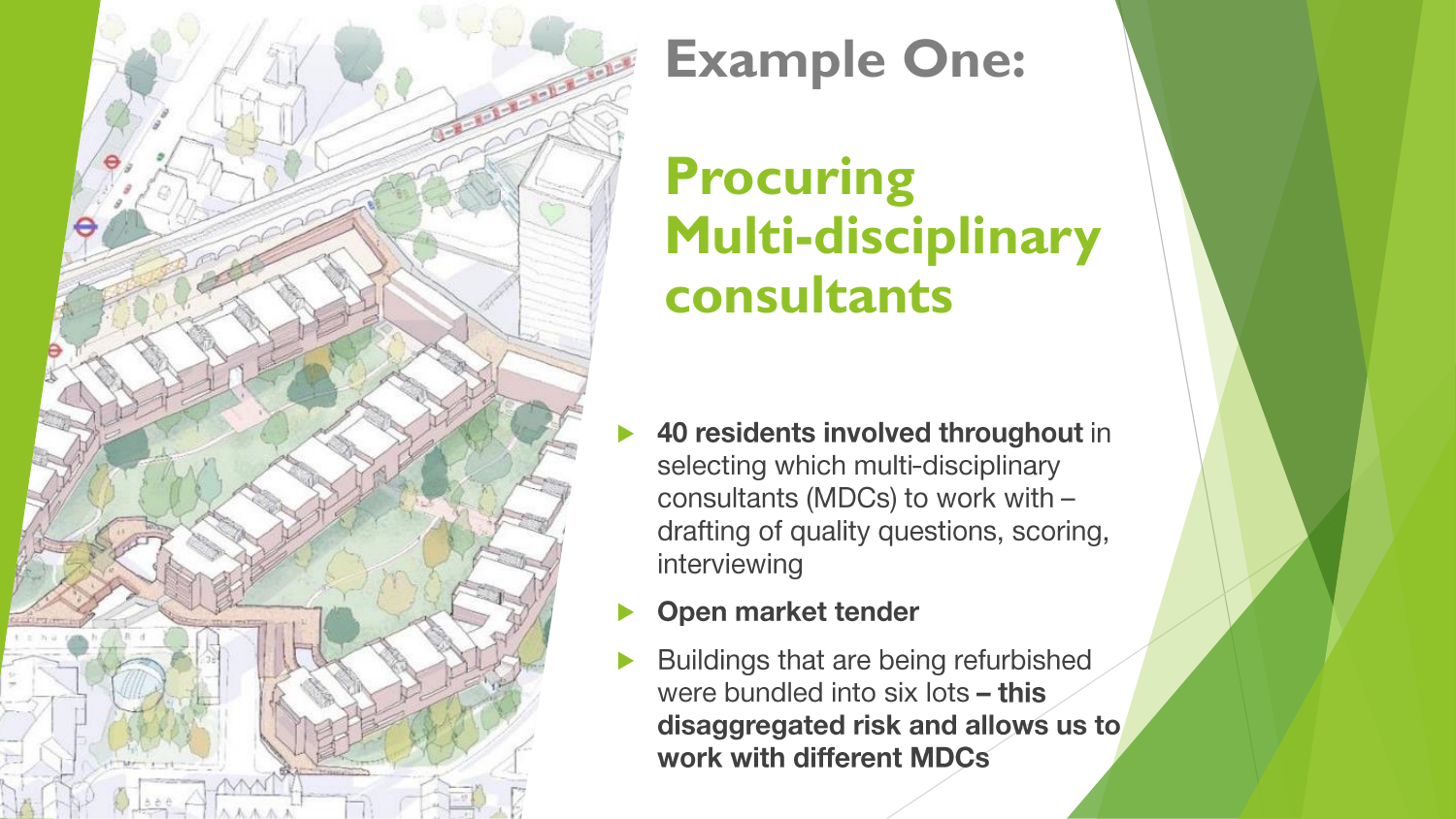# Example One:

## Procuring Multi-disciplinary consultants

- **40 residents involved throughout** in selecting which multi-disciplinary consultants (MDCs) to work with – drafting of quality questions, scoring, interviewing
- **Open market tender**
- Buildings that are being refurbished were bundled into six lots **– this disaggregated risk and allows us to work with different MDCs**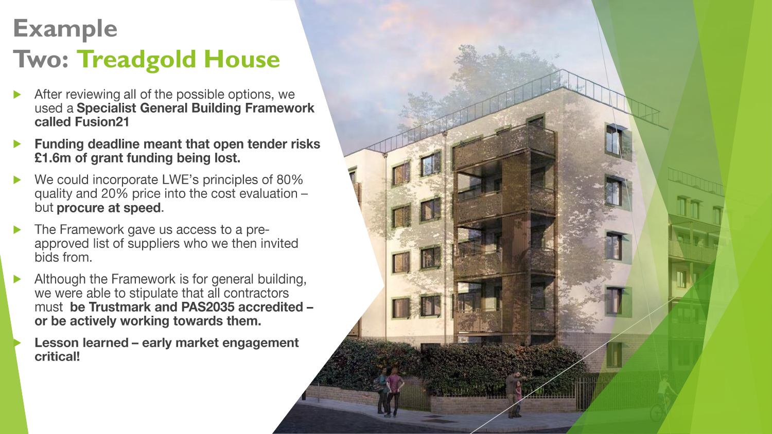# Example Two: Treadgold House

- After reviewing all of the possible options, we used a **Specialist General Building Framework called Fusion21**
- **Funding deadline meant that open tender risks £1.6m of grant funding being lost.**
- We could incorporate LWE's principles of 80% quality and 20% price into the cost evaluation – but **procure at speed**.
- The Framework gave us access to a pre-approved list of suppliers who we then invited bids from.
- Although the Framework is for general building, we were able to stipulate that all contractors must **be Trustmark and PAS2035 accredited – or be actively working towards them.**
- **Lesson learned – early market engagement critical!**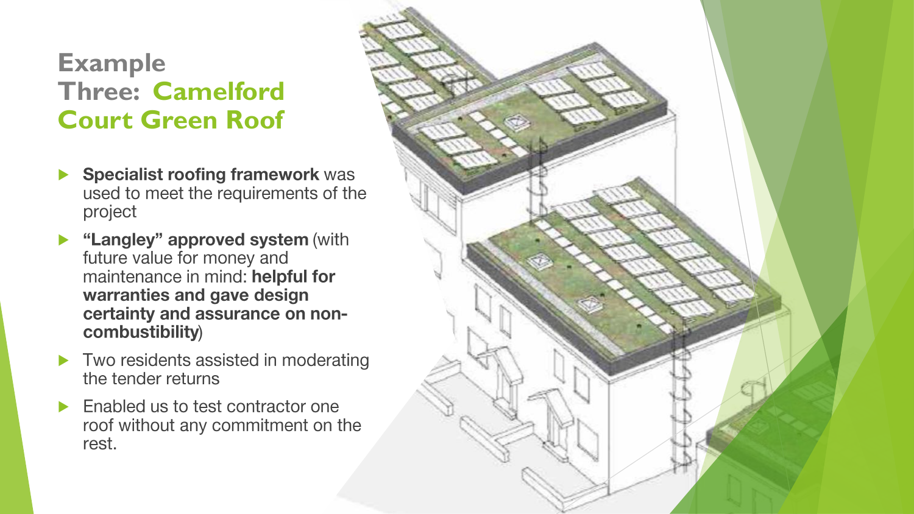# Example Three: Camelford Court Green Roof

- **Specialist roofing framework** was used to meet the requirements of the project
- **"Langley" approved system** (with future value for money and maintenance in mind: **helpful for warranties and gave design certainty and assurance on non-combustibility**)
- Two residents assisted in moderating the tender returns
- Enabled us to test contractor one roof without any commitment on the rest.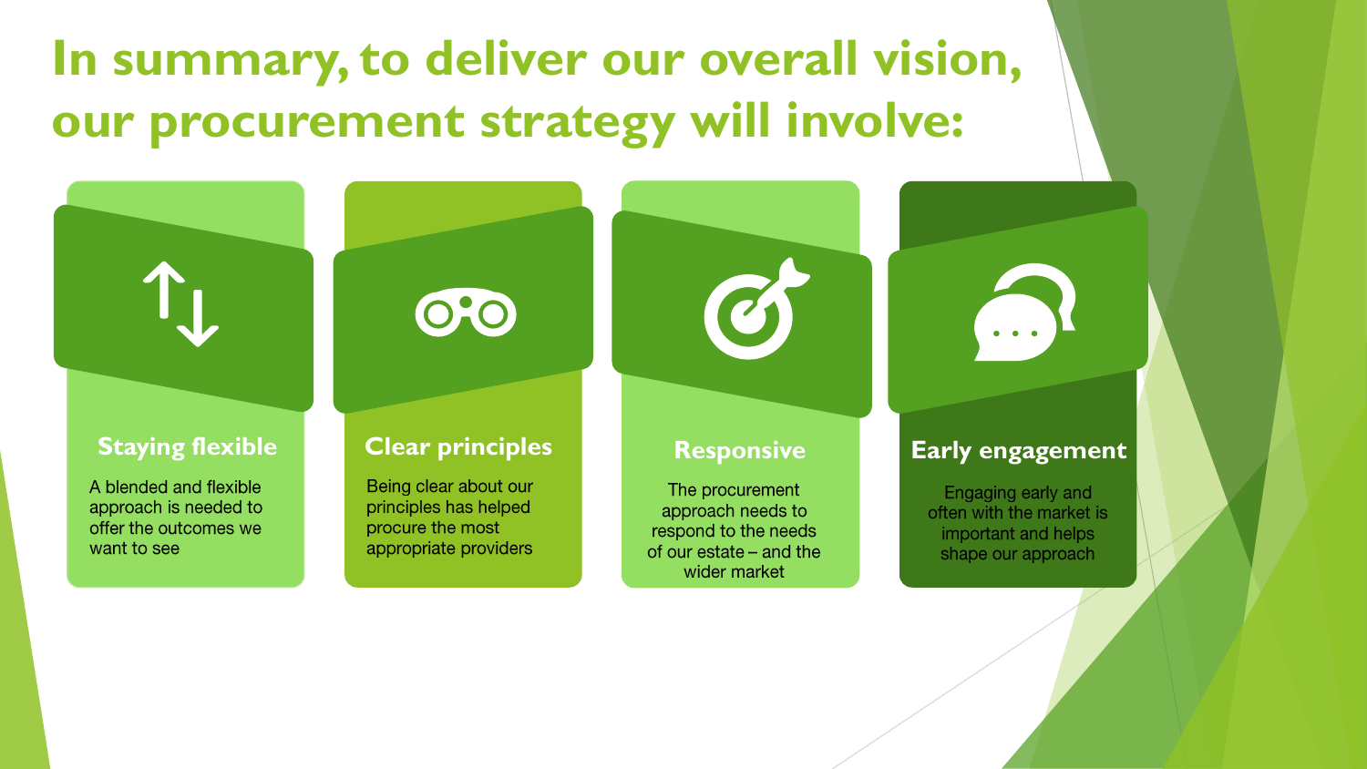# In summary, to deliver our overall vision, our procurement strategy will involve:

### Staying flexible

A blended and flexible approach is needed to offer the outcomes we want to see

### Clear principles

Being clear about our principles has helped procure the most appropriate providers

### Responsive

The procurement approach needs to respond to the needs of our estate – and the wider market

### Early engagement

Engaging early and often with the market is important and helps shape our approach